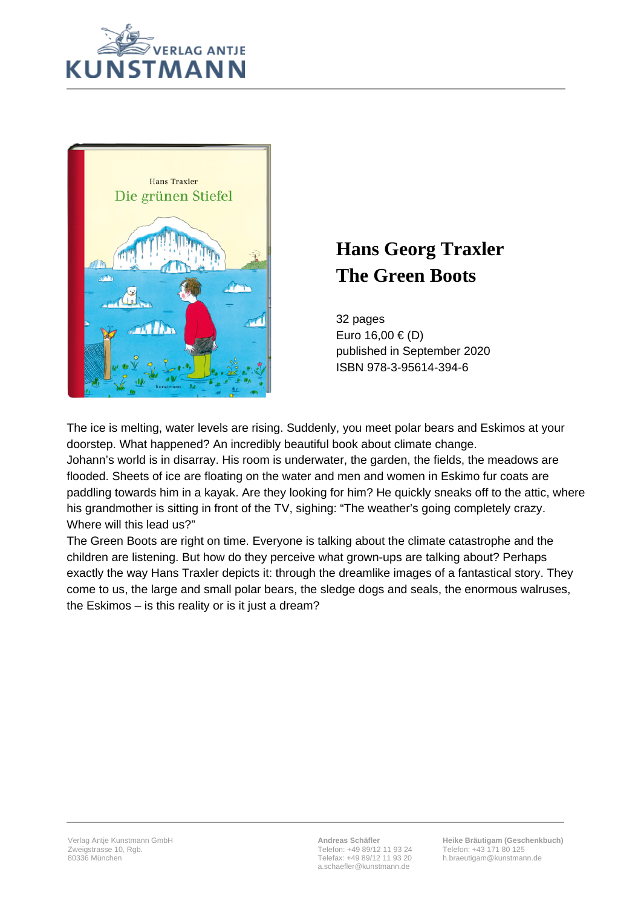VERLAG ANTJE KUNSTMANN

# Hans Georg Traxler
# The Green Boots

32 pages
Euro 16,00 € (D)
published in September 2020
ISBN 978-3-95614-394-6

The ice is melting, water levels are rising. Suddenly, you meet polar bears and Eskimos at your doorstep. What happened? An incredibly beautiful book about climate change.
Johann's world is in disarray. His room is underwater, the garden, the fields, the meadows are flooded. Sheets of ice are floating on the water and men and women in Eskimo fur coats are paddling towards him in a kayak. Are they looking for him? He quickly sneaks off to the attic, where his grandmother is sitting in front of the TV, sighing: "The weather's going completely crazy. Where will this lead us?"
The Green Boots are right on time. Everyone is talking about the climate catastrophe and the children are listening. But how do they perceive what grown-ups are talking about? Perhaps exactly the way Hans Traxler depicts it: through the dreamlike images of a fantastical story. They come to us, the large and small polar bears, the sledge dogs and seals, the enormous walruses, the Eskimos – is this reality or is it just a dream?

Verlag Antje Kunstmann GmbH
Zweigstrasse 10, Rgb.
80336 München

**Andreas Schäfler**
Telefon: +49 89/12 11 93 24
Telefax: +49 89/12 11 93 20
a.schaefler@kunstmann.de

**Heike Bräutigam (Geschenkbuch)**
Telefon: +43 171 80 125
h.braeutigam@kunstmann.de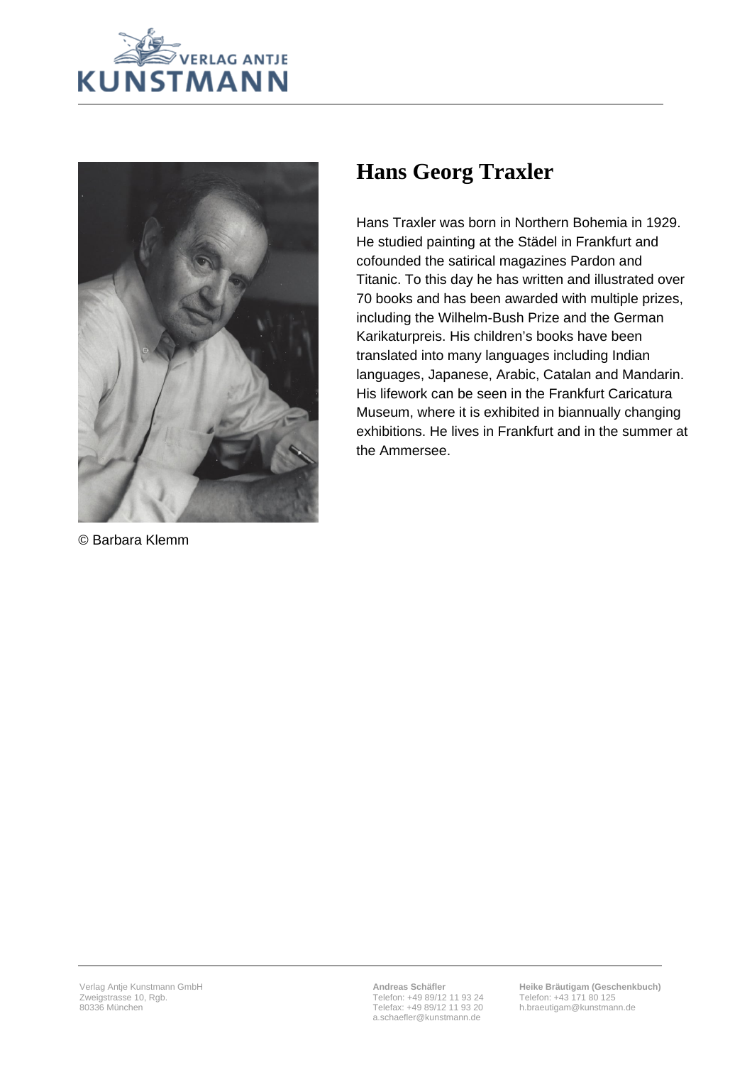# Hans Georg Traxler

Hans Traxler was born in Northern Bohemia in 1929. He studied painting at the Städel in Frankfurt and cofounded the satirical magazines Pardon and Titanic. To this day he has written and illustrated over 70 books and has been awarded with multiple prizes, including the Wilhelm-Bush Prize and the German Karikaturpreis. His children's books have been translated into many languages including Indian languages, Japanese, Arabic, Catalan and Mandarin. His lifework can be seen in the Frankfurt Caricatura Museum, where it is exhibited in biannually changing exhibitions. He lives in Frankfurt and in the summer at the Ammersee.

© Barbara Klemm

Verlag Antje Kunstmann GmbH
Zweigstrasse 10, Rgb.
80336 München

**Andreas Schäfler**
Telefon: +49 89/12 11 93 24
Telefax: +49 89/12 11 93 20
a.schaefler@kunstmann.de

**Heike Bräutigam (Geschenkbuch)**
Telefon: +43 171 80 125
h.braeutigam@kunstmann.de